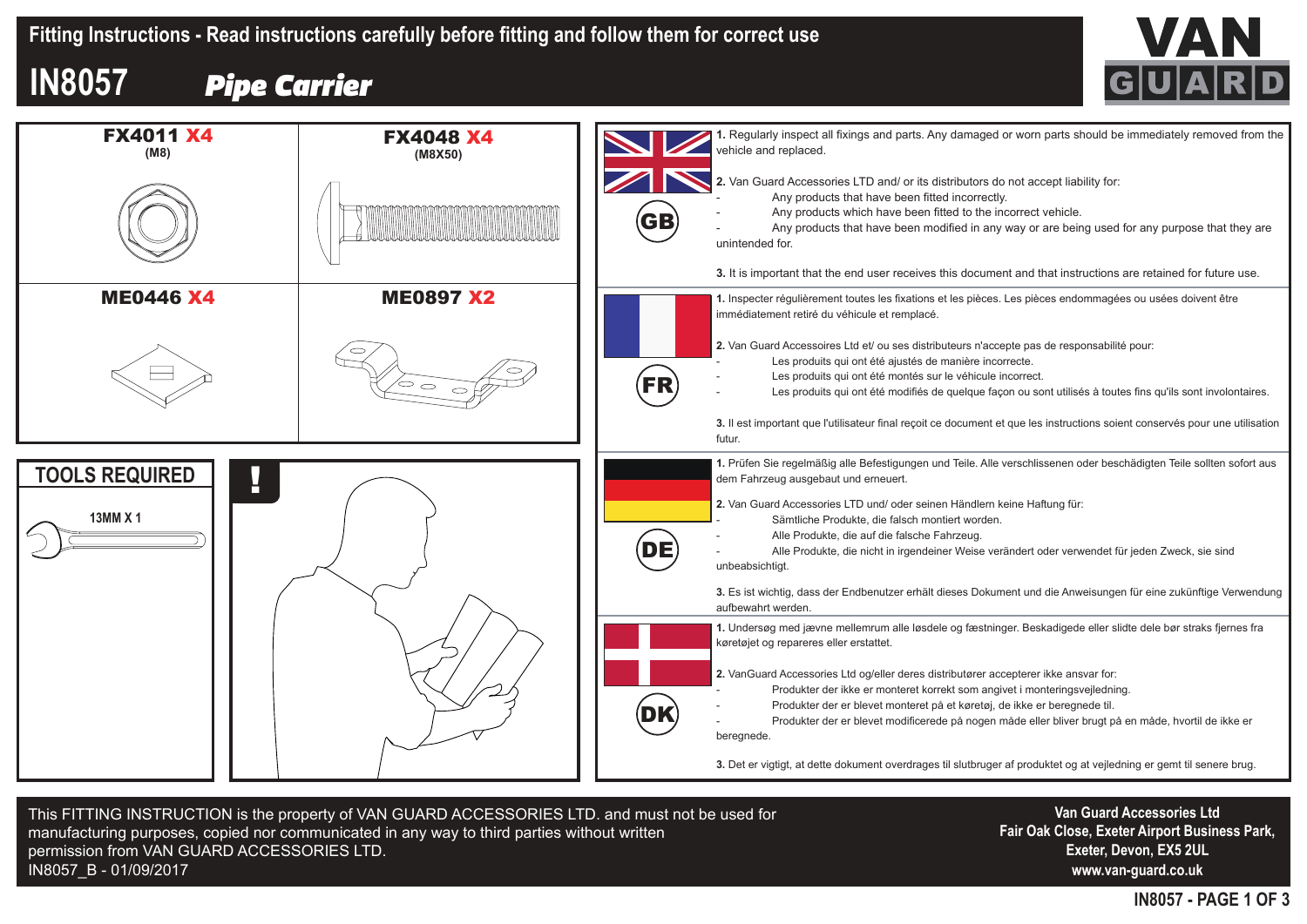# Fitting Instructions - Read instructions carefully before fitting and follow them for correct use

## IN8057 *Pipe Carrier*

VAN GUARD

| FX4011 X4 (M8) | FX4048 X4 (M8X50) |
|---|---|
| **ME0446 X4** | **ME0897 X2** |

## TOOLS REQUIRED

13MM X 1

!

### GB

**1.** Regularly inspect all fixings and parts. Any damaged or worn parts should be immediately removed from the vehicle and replaced.

**2.** Van Guard Accessories LTD and/ or its distributors do not accept liability for:
- Any products that have been fitted incorrectly.
- Any products which have been fitted to the incorrect vehicle.
- Any products that have been modified in any way or are being used for any purpose that they are unintended for.

**3.** It is important that the end user receives this document and that instructions are retained for future use.

### FR

**1.** Inspecter régulièrement toutes les fixations et les pièces. Les pièces endommagées ou usées doivent être immédiatement retiré du véhicule et remplacé.

**2.** Van Guard Accessoires Ltd et/ ou ses distributeurs n'accepte pas de responsabilité pour:
- Les produits qui ont été ajustés de manière incorrecte.
- Les produits qui ont été montés sur le véhicule incorrect.
- Les produits qui ont été modifiés de quelque façon ou sont utilisés à toutes fins qu'ils sont involontaires.

**3.** Il est important que l'utilisateur final reçoit ce document et que les instructions soient conservés pour une utilisation futur.

### DE

**1.** Prüfen Sie regelmäßig alle Befestigungen und Teile. Alle verschlissenen oder beschädigten Teile sollten sofort aus dem Fahrzeug ausgebaut und erneuert.

**2.** Van Guard Accessories LTD und/ oder seinen Händlern keine Haftung für:
- Sämtliche Produkte, die falsch montiert worden.
- Alle Produkte, die auf die falsche Fahrzeug.
- Alle Produkte, die nicht in irgendeiner Weise verändert oder verwendet für jeden Zweck, sie sind unbeabsichtigt.

**3.** Es ist wichtig, dass der Endbenutzer erhält dieses Dokument und die Anweisungen für eine zukünftige Verwendung aufbewahrt werden.

### DK

**1.** Undersøg med jævne mellemrum alle løsdele og fæstninger. Beskadigede eller slidte dele bør straks fjernes fra køretøjet og repareres eller erstattet.

**2.** VanGuard Accessories Ltd og/eller deres distributører accepterer ikke ansvar for:
- Produkter der ikke er monteret korrekt som angivet i monteringsvejledning.
- Produkter der er blevet monteret på et køretøj, de ikke er beregnede til.
- Produkter der er blevet modificerede på nogen måde eller bliver brugt på en måde, hvortil de ikke er beregnede.

**3.** Det er vigtigt, at dette dokument overdrages til slutbruger af produktet og at vejledning er gemt til senere brug.

This FITTING INSTRUCTION is the property of VAN GUARD ACCESSORIES LTD. and must not be used for manufacturing purposes, copied nor communicated in any way to third parties without written permission from VAN GUARD ACCESSORIES LTD.
IN8057_B - 01/09/2017

**Van Guard Accessories Ltd**
**Fair Oak Close, Exeter Airport Business Park,**
**Exeter, Devon, EX5 2UL**
**www.van-guard.co.uk**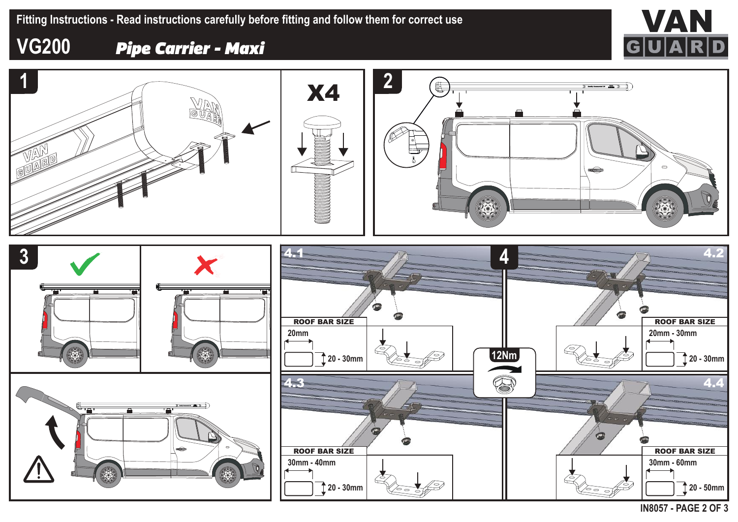Fitting Instructions - Read instructions carefully before fitting and follow them for correct use

# VG200 *Pipe Carrier - Maxi*

VAN GUARD

## 1

X4

## 2

## 3

## 4

### 4.1

| ROOF BAR SIZE | |
|---|---|
| 20mm | 20 - 30mm |

### 4.2

| ROOF BAR SIZE | |
|---|---|
| 20mm - 30mm | 20 - 30mm |

12Nm

### 4.3

| ROOF BAR SIZE | |
|---|---|
| 30mm - 40mm | 20 - 30mm |

### 4.4

| ROOF BAR SIZE | |
|---|---|
| 30mm - 60mm | 20 - 50mm |

IN8057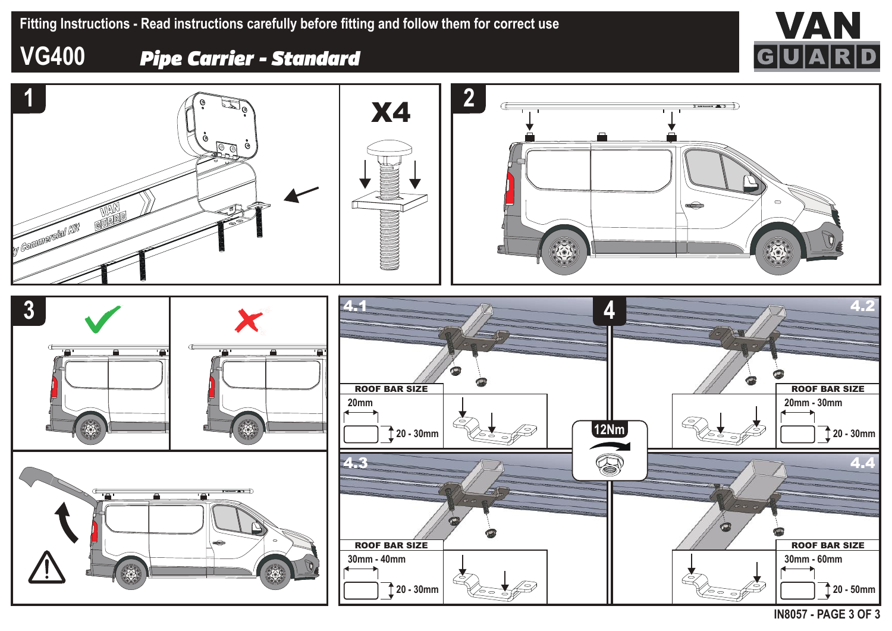Fitting Instructions - Read instructions carefully before fitting and follow them for correct use

# VG400 *Pipe Carrier - Standard*

VAN GUARD

## 1

X4

## 2

## 3

## 4

### 4.1

ROOF BAR SIZE

20mm

20 - 30mm

### 4.2

ROOF BAR SIZE

20mm - 30mm

20 - 30mm

12Nm

### 4.3

ROOF BAR SIZE

30mm - 40mm

20 - 30mm

### 4.4

ROOF BAR SIZE

30mm - 60mm

20 - 50mm

IN8057 - PAGE 3 OF 3